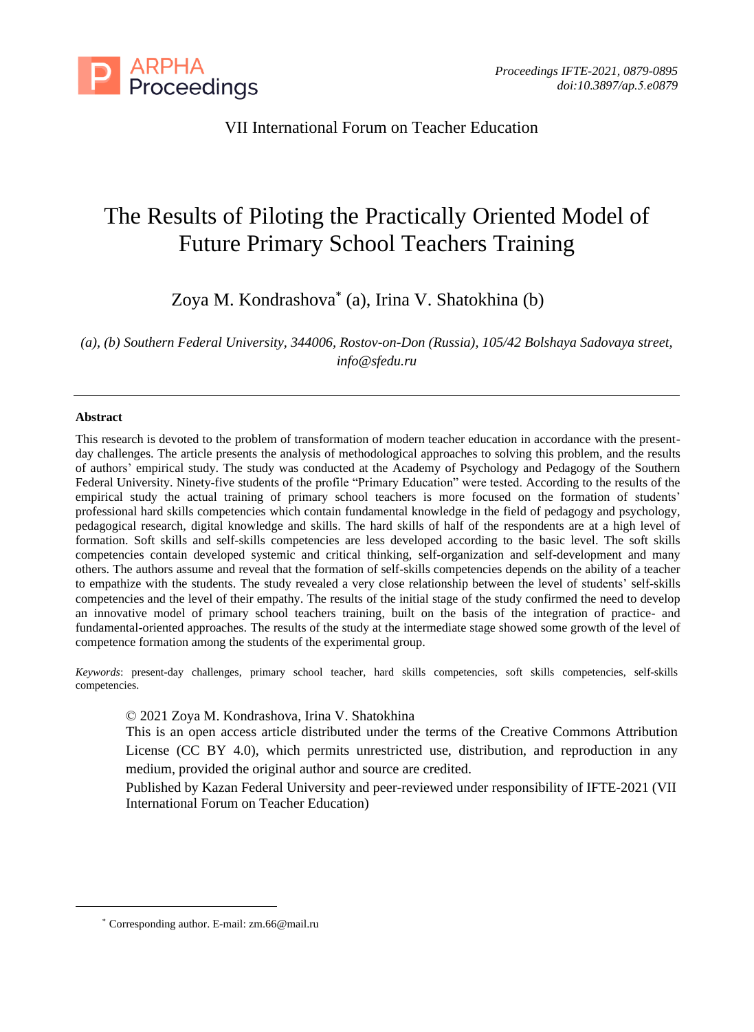VII International Forum on Teacher Education

# The Results of Piloting the Practically Oriented Model of Future Primary School Teachers Training

Zoya M. Kondrashova* (a), Irina V. Shatokhina (b)

*(a), (b) Southern Federal University, 344006, Rostov-on-Don (Russia), 105/42 Bolshaya Sadovaya street, info@sfedu.ru*

---

**Abstract**

This research is devoted to the problem of transformation of modern teacher education in accordance with the present-day challenges. The article presents the analysis of methodological approaches to solving this problem, and the results of authors' empirical study. The study was conducted at the Academy of Psychology and Pedagogy of the Southern Federal University. Ninety-five students of the profile "Primary Education" were tested. According to the results of the empirical study the actual training of primary school teachers is more focused on the formation of students' professional hard skills competencies which contain fundamental knowledge in the field of pedagogy and psychology, pedagogical research, digital knowledge and skills. The hard skills of half of the respondents are at a high level of formation. Soft skills and self-skills competencies are less developed according to the basic level. The soft skills competencies contain developed systemic and critical thinking, self-organization and self-development and many others. The authors assume and reveal that the formation of self-skills competencies depends on the ability of a teacher to empathize with the students. The study revealed a very close relationship between the level of students' self-skills competencies and the level of their empathy. The results of the initial stage of the study confirmed the need to develop an innovative model of primary school teachers training, built on the basis of the integration of practice- and fundamental-oriented approaches. The results of the study at the intermediate stage showed some growth of the level of competence formation among the students of the experimental group.

*Keywords*: present-day challenges, primary school teacher, hard skills competencies, soft skills competencies, self-skills competencies.

© 2021 Zoya M. Kondrashova, Irina V. Shatokhina
This is an open access article distributed under the terms of the Creative Commons Attribution License (CC BY 4.0), which permits unrestricted use, distribution, and reproduction in any medium, provided the original author and source are credited.
Published by Kazan Federal University and peer-reviewed under responsibility of IFTE-2021 (VII International Forum on Teacher Education)

---

* Corresponding author. E-mail: zm.66@mail.ru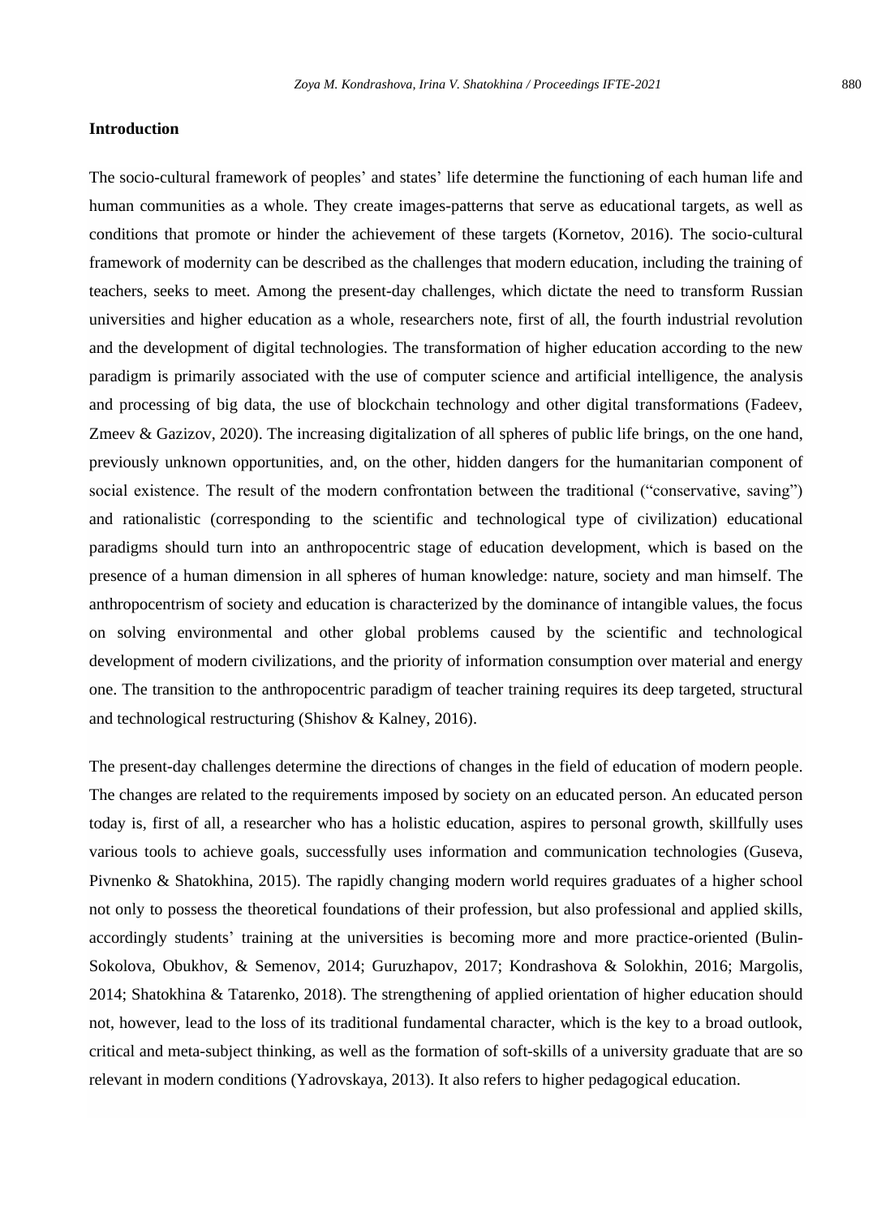## Introduction

The socio-cultural framework of peoples' and states' life determine the functioning of each human life and human communities as a whole. They create images-patterns that serve as educational targets, as well as conditions that promote or hinder the achievement of these targets (Kornetov, 2016). The socio-cultural framework of modernity can be described as the challenges that modern education, including the training of teachers, seeks to meet. Among the present-day challenges, which dictate the need to transform Russian universities and higher education as a whole, researchers note, first of all, the fourth industrial revolution and the development of digital technologies. The transformation of higher education according to the new paradigm is primarily associated with the use of computer science and artificial intelligence, the analysis and processing of big data, the use of blockchain technology and other digital transformations (Fadeev, Zmeev & Gazizov, 2020). The increasing digitalization of all spheres of public life brings, on the one hand, previously unknown opportunities, and, on the other, hidden dangers for the humanitarian component of social existence. The result of the modern confrontation between the traditional ("conservative, saving") and rationalistic (corresponding to the scientific and technological type of civilization) educational paradigms should turn into an anthropocentric stage of education development, which is based on the presence of a human dimension in all spheres of human knowledge: nature, society and man himself. The anthropocentrism of society and education is characterized by the dominance of intangible values, the focus on solving environmental and other global problems caused by the scientific and technological development of modern civilizations, and the priority of information consumption over material and energy one. The transition to the anthropocentric paradigm of teacher training requires its deep targeted, structural and technological restructuring (Shishov & Kalney, 2016).

The present-day challenges determine the directions of changes in the field of education of modern people. The changes are related to the requirements imposed by society on an educated person. An educated person today is, first of all, a researcher who has a holistic education, aspires to personal growth, skillfully uses various tools to achieve goals, successfully uses information and communication technologies (Guseva, Pivnenko & Shatokhina, 2015). The rapidly changing modern world requires graduates of a higher school not only to possess the theoretical foundations of their profession, but also professional and applied skills, accordingly students' training at the universities is becoming more and more practice-oriented (Bulin-Sokolova, Obukhov, & Semenov, 2014; Guruzhapov, 2017; Kondrashova & Solokhin, 2016; Margolis, 2014; Shatokhina & Tatarenko, 2018). The strengthening of applied orientation of higher education should not, however, lead to the loss of its traditional fundamental character, which is the key to a broad outlook, critical and meta-subject thinking, as well as the formation of soft-skills of a university graduate that are so relevant in modern conditions (Yadrovskaya, 2013). It also refers to higher pedagogical education.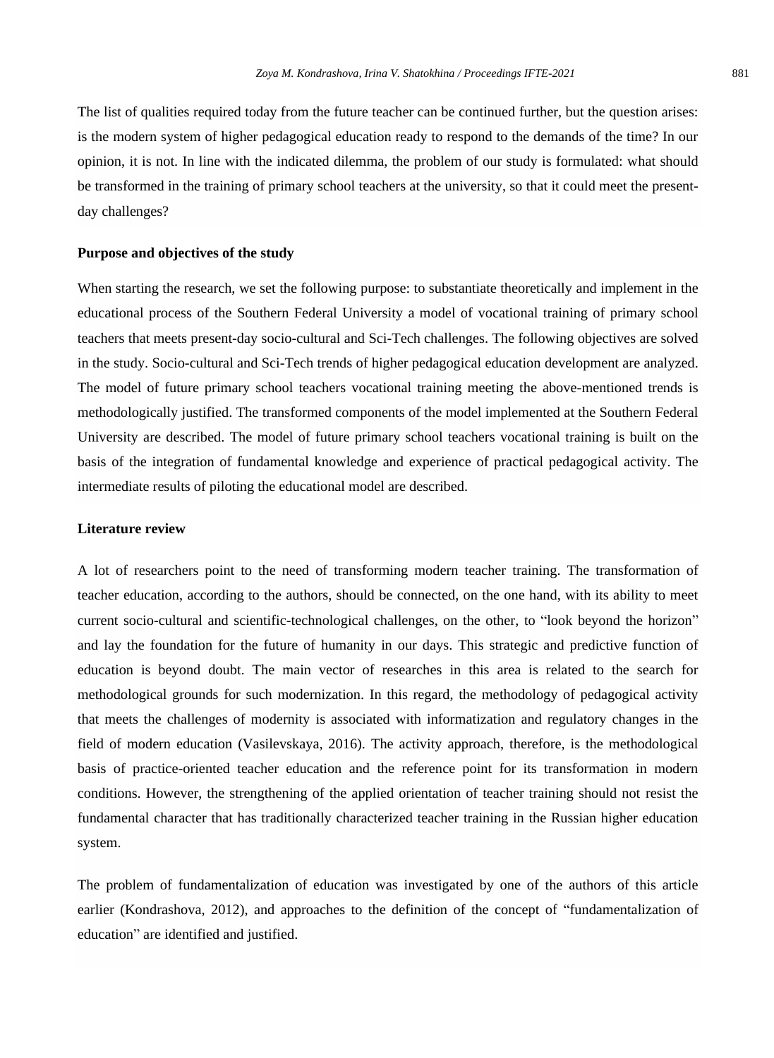The list of qualities required today from the future teacher can be continued further, but the question arises: is the modern system of higher pedagogical education ready to respond to the demands of the time? In our opinion, it is not. In line with the indicated dilemma, the problem of our study is formulated: what should be transformed in the training of primary school teachers at the university, so that it could meet the present-day challenges?

## Purpose and objectives of the study

When starting the research, we set the following purpose: to substantiate theoretically and implement in the educational process of the Southern Federal University a model of vocational training of primary school teachers that meets present-day socio-cultural and Sci-Tech challenges. The following objectives are solved in the study. Socio-cultural and Sci-Tech trends of higher pedagogical education development are analyzed. The model of future primary school teachers vocational training meeting the above-mentioned trends is methodologically justified. The transformed components of the model implemented at the Southern Federal University are described. The model of future primary school teachers vocational training is built on the basis of the integration of fundamental knowledge and experience of practical pedagogical activity. The intermediate results of piloting the educational model are described.

## Literature review

A lot of researchers point to the need of transforming modern teacher training. The transformation of teacher education, according to the authors, should be connected, on the one hand, with its ability to meet current socio-cultural and scientific-technological challenges, on the other, to “look beyond the horizon” and lay the foundation for the future of humanity in our days. This strategic and predictive function of education is beyond doubt. The main vector of researches in this area is related to the search for methodological grounds for such modernization. In this regard, the methodology of pedagogical activity that meets the challenges of modernity is associated with informatization and regulatory changes in the field of modern education (Vasilevskaya, 2016). The activity approach, therefore, is the methodological basis of practice-oriented teacher education and the reference point for its transformation in modern conditions. However, the strengthening of the applied orientation of teacher training should not resist the fundamental character that has traditionally characterized teacher training in the Russian higher education system.

The problem of fundamentalization of education was investigated by one of the authors of this article earlier (Kondrashova, 2012), and approaches to the definition of the concept of “fundamentalization of education” are identified and justified.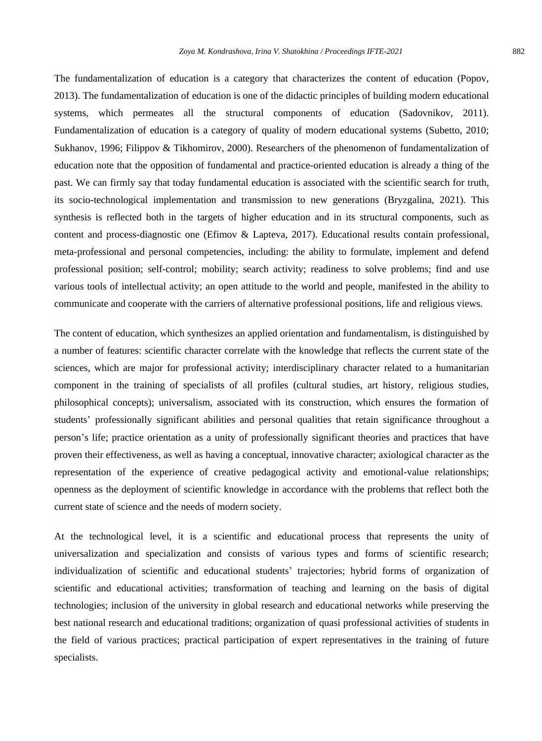The fundamentalization of education is a category that characterizes the content of education (Popov, 2013). The fundamentalization of education is one of the didactic principles of building modern educational systems, which permeates all the structural components of education (Sadovnikov, 2011). Fundamentalization of education is a category of quality of modern educational systems (Subetto, 2010; Sukhanov, 1996; Filippov & Tikhomirov, 2000). Researchers of the phenomenon of fundamentalization of education note that the opposition of fundamental and practice-oriented education is already a thing of the past. We can firmly say that today fundamental education is associated with the scientific search for truth, its socio-technological implementation and transmission to new generations (Bryzgalina, 2021). This synthesis is reflected both in the targets of higher education and in its structural components, such as content and process-diagnostic one (Efimov & Lapteva, 2017). Educational results contain professional, meta-professional and personal competencies, including: the ability to formulate, implement and defend professional position; self-control; mobility; search activity; readiness to solve problems; find and use various tools of intellectual activity; an open attitude to the world and people, manifested in the ability to communicate and cooperate with the carriers of alternative professional positions, life and religious views.

The content of education, which synthesizes an applied orientation and fundamentalism, is distinguished by a number of features: scientific character correlate with the knowledge that reflects the current state of the sciences, which are major for professional activity; interdisciplinary character related to a humanitarian component in the training of specialists of all profiles (cultural studies, art history, religious studies, philosophical concepts); universalism, associated with its construction, which ensures the formation of students' professionally significant abilities and personal qualities that retain significance throughout a person's life; practice orientation as a unity of professionally significant theories and practices that have proven their effectiveness, as well as having a conceptual, innovative character; axiological character as the representation of the experience of creative pedagogical activity and emotional-value relationships; openness as the deployment of scientific knowledge in accordance with the problems that reflect both the current state of science and the needs of modern society.

At the technological level, it is a scientific and educational process that represents the unity of universalization and specialization and consists of various types and forms of scientific research; individualization of scientific and educational students' trajectories; hybrid forms of organization of scientific and educational activities; transformation of teaching and learning on the basis of digital technologies; inclusion of the university in global research and educational networks while preserving the best national research and educational traditions; organization of quasi professional activities of students in the field of various practices; practical participation of expert representatives in the training of future specialists.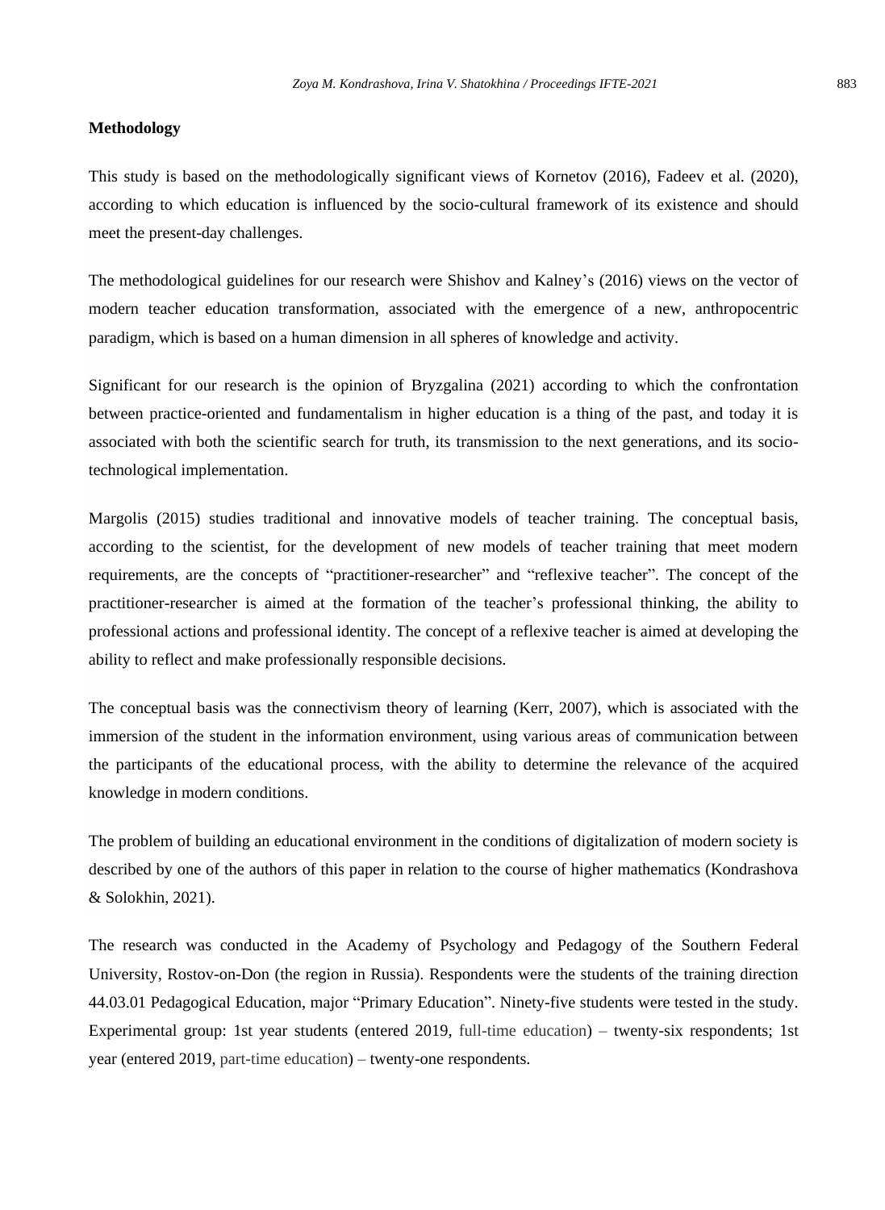**Methodology**

This study is based on the methodologically significant views of Kornetov (2016), Fadeev et al. (2020), according to which education is influenced by the socio-cultural framework of its existence and should meet the present-day challenges.

The methodological guidelines for our research were Shishov and Kalney's (2016) views on the vector of modern teacher education transformation, associated with the emergence of a new, anthropocentric paradigm, which is based on a human dimension in all spheres of knowledge and activity.

Significant for our research is the opinion of Bryzgalina (2021) according to which the confrontation between practice-oriented and fundamentalism in higher education is a thing of the past, and today it is associated with both the scientific search for truth, its transmission to the next generations, and its socio-technological implementation.

Margolis (2015) studies traditional and innovative models of teacher training. The conceptual basis, according to the scientist, for the development of new models of teacher training that meet modern requirements, are the concepts of "practitioner-researcher" and "reflexive teacher". The concept of the practitioner-researcher is aimed at the formation of the teacher's professional thinking, the ability to professional actions and professional identity. The concept of a reflexive teacher is aimed at developing the ability to reflect and make professionally responsible decisions.

The conceptual basis was the connectivism theory of learning (Kerr, 2007), which is associated with the immersion of the student in the information environment, using various areas of communication between the participants of the educational process, with the ability to determine the relevance of the acquired knowledge in modern conditions.

The problem of building an educational environment in the conditions of digitalization of modern society is described by one of the authors of this paper in relation to the course of higher mathematics (Kondrashova & Solokhin, 2021).

The research was conducted in the Academy of Psychology and Pedagogy of the Southern Federal University, Rostov-on-Don (the region in Russia). Respondents were the students of the training direction 44.03.01 Pedagogical Education, major "Primary Education". Ninety-five students were tested in the study. Experimental group: 1st year students (entered 2019, full-time education) – twenty-six respondents; 1st year (entered 2019, part-time education) – twenty-one respondents.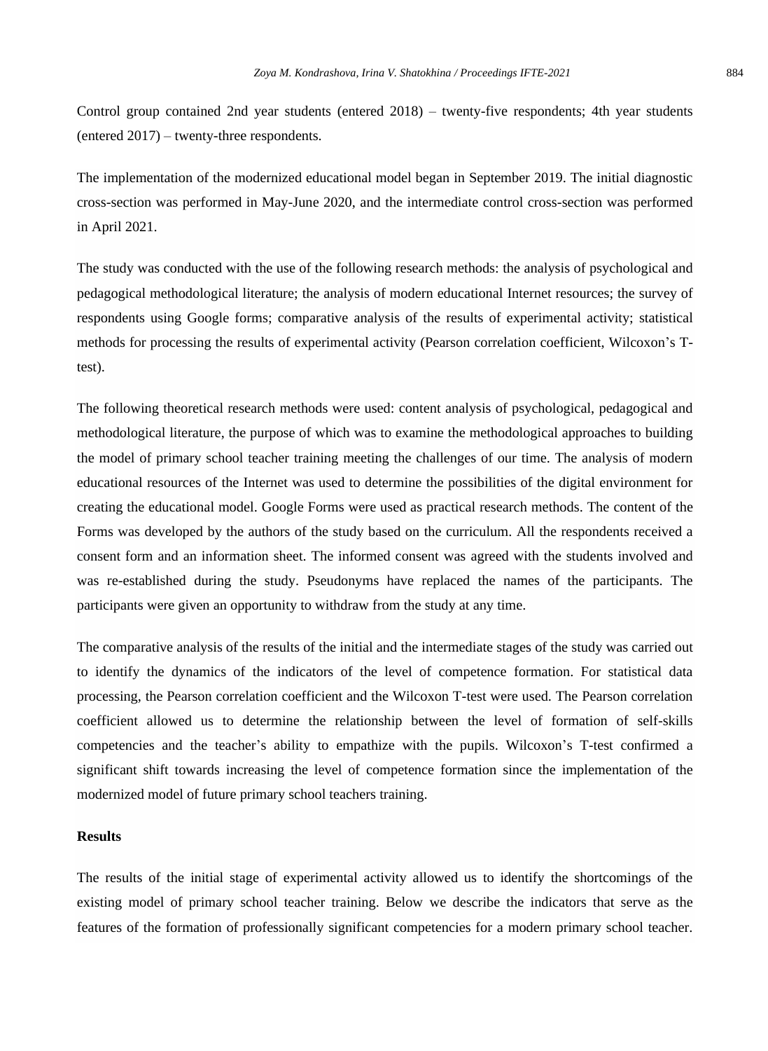Control group contained 2nd year students (entered 2018) – twenty-five respondents; 4th year students (entered 2017) – twenty-three respondents.

The implementation of the modernized educational model began in September 2019. The initial diagnostic cross-section was performed in May-June 2020, and the intermediate control cross-section was performed in April 2021.

The study was conducted with the use of the following research methods: the analysis of psychological and pedagogical methodological literature; the analysis of modern educational Internet resources; the survey of respondents using Google forms; comparative analysis of the results of experimental activity; statistical methods for processing the results of experimental activity (Pearson correlation coefficient, Wilcoxon's T-test).

The following theoretical research methods were used: content analysis of psychological, pedagogical and methodological literature, the purpose of which was to examine the methodological approaches to building the model of primary school teacher training meeting the challenges of our time. The analysis of modern educational resources of the Internet was used to determine the possibilities of the digital environment for creating the educational model. Google Forms were used as practical research methods. The content of the Forms was developed by the authors of the study based on the curriculum. All the respondents received a consent form and an information sheet. The informed consent was agreed with the students involved and was re-established during the study. Pseudonyms have replaced the names of the participants. The participants were given an opportunity to withdraw from the study at any time.

The comparative analysis of the results of the initial and the intermediate stages of the study was carried out to identify the dynamics of the indicators of the level of competence formation. For statistical data processing, the Pearson correlation coefficient and the Wilcoxon T-test were used. The Pearson correlation coefficient allowed us to determine the relationship between the level of formation of self-skills competencies and the teacher's ability to empathize with the pupils. Wilcoxon's T-test confirmed a significant shift towards increasing the level of competence formation since the implementation of the modernized model of future primary school teachers training.

## Results

The results of the initial stage of experimental activity allowed us to identify the shortcomings of the existing model of primary school teacher training. Below we describe the indicators that serve as the features of the formation of professionally significant competencies for a modern primary school teacher.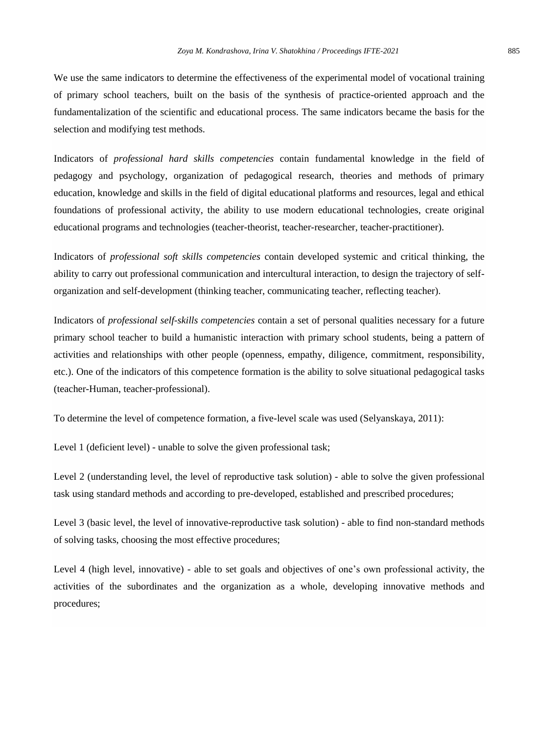We use the same indicators to determine the effectiveness of the experimental model of vocational training of primary school teachers, built on the basis of the synthesis of practice-oriented approach and the fundamentalization of the scientific and educational process. The same indicators became the basis for the selection and modifying test methods.

Indicators of *professional hard skills competencies* contain fundamental knowledge in the field of pedagogy and psychology, organization of pedagogical research, theories and methods of primary education, knowledge and skills in the field of digital educational platforms and resources, legal and ethical foundations of professional activity, the ability to use modern educational technologies, create original educational programs and technologies (teacher-theorist, teacher-researcher, teacher-practitioner).

Indicators of *professional soft skills competencies* contain developed systemic and critical thinking, the ability to carry out professional communication and intercultural interaction, to design the trajectory of self-organization and self-development (thinking teacher, communicating teacher, reflecting teacher).

Indicators of *professional self-skills competencies* contain a set of personal qualities necessary for a future primary school teacher to build a humanistic interaction with primary school students, being a pattern of activities and relationships with other people (openness, empathy, diligence, commitment, responsibility, etc.). One of the indicators of this competence formation is the ability to solve situational pedagogical tasks (teacher-Human, teacher-professional).

To determine the level of competence formation, a five-level scale was used (Selyanskaya, 2011):

Level 1 (deficient level) - unable to solve the given professional task;

Level 2 (understanding level, the level of reproductive task solution) - able to solve the given professional task using standard methods and according to pre-developed, established and prescribed procedures;

Level 3 (basic level, the level of innovative-reproductive task solution) - able to find non-standard methods of solving tasks, choosing the most effective procedures;

Level 4 (high level, innovative) - able to set goals and objectives of one's own professional activity, the activities of the subordinates and the organization as a whole, developing innovative methods and procedures;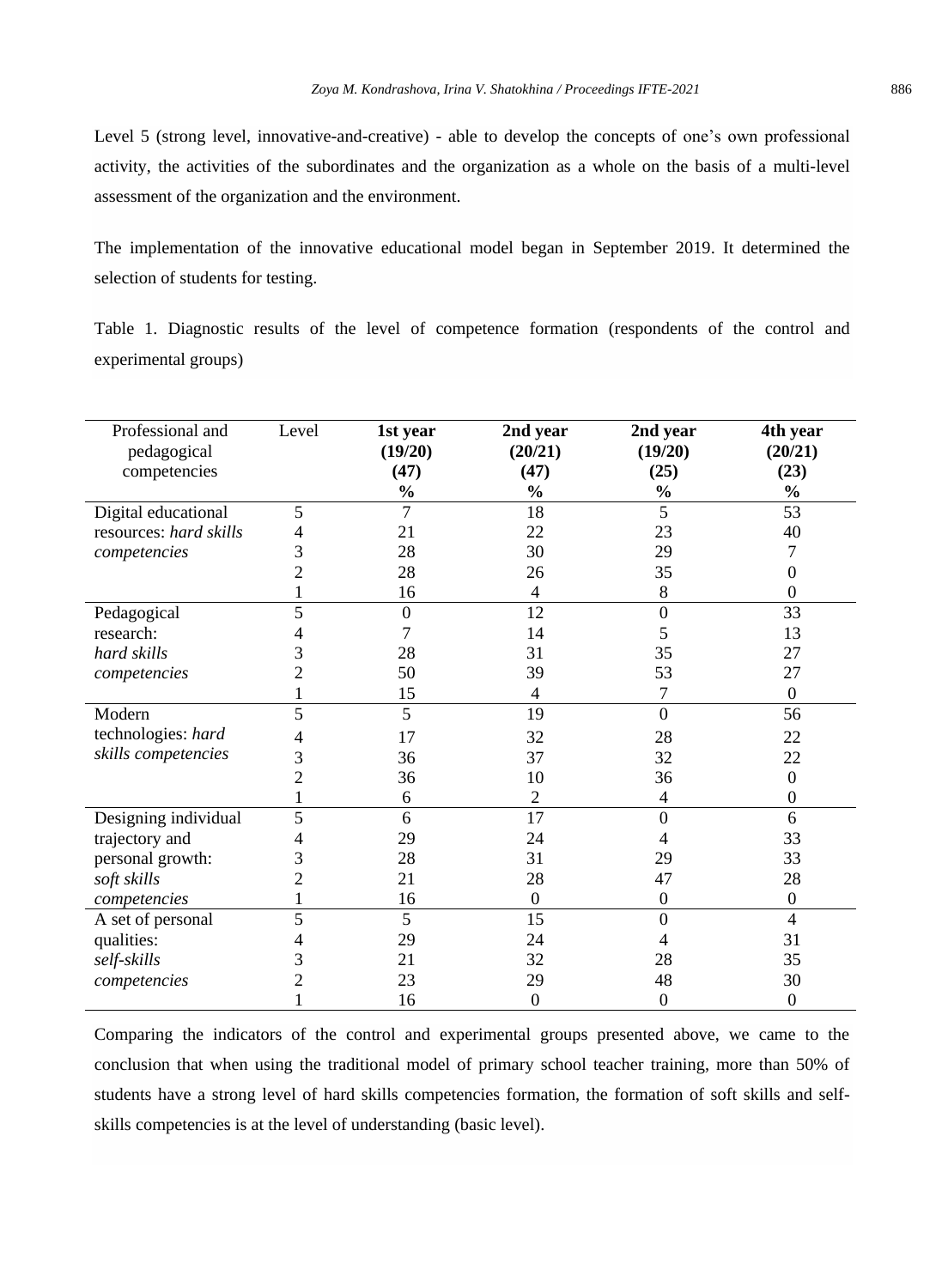Level 5 (strong level, innovative-and-creative) - able to develop the concepts of one's own professional activity, the activities of the subordinates and the organization as a whole on the basis of a multi-level assessment of the organization and the environment.

The implementation of the innovative educational model began in September 2019. It determined the selection of students for testing.

Table 1. Diagnostic results of the level of competence formation (respondents of the control and experimental groups)

| Professional and pedagogical competencies | Level | **1st year (19/20) (47) %** | **2nd year (20/21) (47) %** | **2nd year (19/20) (25) %** | **4th year (20/21) (23) %** |
|---|---|---|---|---|---|
| Digital educational resources: *hard skills competencies* | 5 | 7 | 18 | 5 | 53 |
| | 4 | 21 | 22 | 23 | 40 |
| | 3 | 28 | 30 | 29 | 7 |
| | 2 | 28 | 26 | 35 | 0 |
| | 1 | 16 | 4 | 8 | 0 |
| Pedagogical research: *hard skills competencies* | 5 | 0 | 12 | 0 | 33 |
| | 4 | 7 | 14 | 5 | 13 |
| | 3 | 28 | 31 | 35 | 27 |
| | 2 | 50 | 39 | 53 | 27 |
| | 1 | 15 | 4 | 7 | 0 |
| Modern technologies: *hard skills competencies* | 5 | 5 | 19 | 0 | 56 |
| | 4 | 17 | 32 | 28 | 22 |
| | 3 | 36 | 37 | 32 | 22 |
| | 2 | 36 | 10 | 36 | 0 |
| | 1 | 6 | 2 | 4 | 0 |
| Designing individual trajectory and personal growth: *soft skills competencies* | 5 | 6 | 17 | 0 | 6 |
| | 4 | 29 | 24 | 4 | 33 |
| | 3 | 28 | 31 | 29 | 33 |
| | 2 | 21 | 28 | 47 | 28 |
| | 1 | 16 | 0 | 0 | 0 |
| A set of personal qualities: *self-skills competencies* | 5 | 5 | 15 | 0 | 4 |
| | 4 | 29 | 24 | 4 | 31 |
| | 3 | 21 | 32 | 28 | 35 |
| | 2 | 23 | 29 | 48 | 30 |
| | 1 | 16 | 0 | 0 | 0 |

Comparing the indicators of the control and experimental groups presented above, we came to the conclusion that when using the traditional model of primary school teacher training, more than 50% of students have a strong level of hard skills competencies formation, the formation of soft skills and self-skills competencies is at the level of understanding (basic level).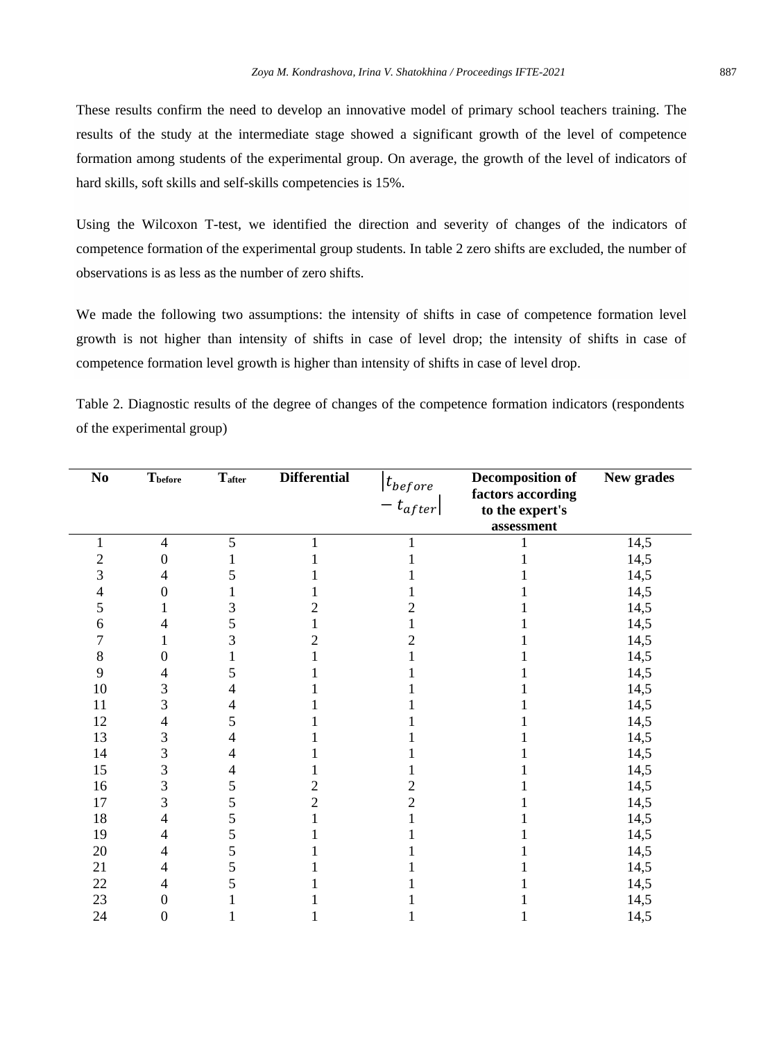These results confirm the need to develop an innovative model of primary school teachers training. The results of the study at the intermediate stage showed a significant growth of the level of competence formation among students of the experimental group. On average, the growth of the level of indicators of hard skills, soft skills and self-skills competencies is 15%.

Using the Wilcoxon T-test, we identified the direction and severity of changes of the indicators of competence formation of the experimental group students. In table 2 zero shifts are excluded, the number of observations is as less as the number of zero shifts.

We made the following two assumptions: the intensity of shifts in case of competence formation level growth is not higher than intensity of shifts in case of level drop; the intensity of shifts in case of competence formation level growth is higher than intensity of shifts in case of level drop.

Table 2. Diagnostic results of the degree of changes of the competence formation indicators (respondents of the experimental group)

| No | $T_{before}$ | $T_{after}$ | Differential | $\lvert t_{before} - t_{after} \rvert$ | Decomposition of factors according to the expert's assessment | New grades |
|---|---|---|---|---|---|---|
| 1 | 4 | 5 | 1 | 1 | 1 | 14,5 |
| 2 | 0 | 1 | 1 | 1 | 1 | 14,5 |
| 3 | 4 | 5 | 1 | 1 | 1 | 14,5 |
| 4 | 0 | 1 | 1 | 1 | 1 | 14,5 |
| 5 | 1 | 3 | 2 | 2 | 1 | 14,5 |
| 6 | 4 | 5 | 1 | 1 | 1 | 14,5 |
| 7 | 1 | 3 | 2 | 2 | 1 | 14,5 |
| 8 | 0 | 1 | 1 | 1 | 1 | 14,5 |
| 9 | 4 | 5 | 1 | 1 | 1 | 14,5 |
| 10 | 3 | 4 | 1 | 1 | 1 | 14,5 |
| 11 | 3 | 4 | 1 | 1 | 1 | 14,5 |
| 12 | 4 | 5 | 1 | 1 | 1 | 14,5 |
| 13 | 3 | 4 | 1 | 1 | 1 | 14,5 |
| 14 | 3 | 4 | 1 | 1 | 1 | 14,5 |
| 15 | 3 | 4 | 1 | 1 | 1 | 14,5 |
| 16 | 3 | 5 | 2 | 2 | 1 | 14,5 |
| 17 | 3 | 5 | 2 | 2 | 1 | 14,5 |
| 18 | 4 | 5 | 1 | 1 | 1 | 14,5 |
| 19 | 4 | 5 | 1 | 1 | 1 | 14,5 |
| 20 | 4 | 5 | 1 | 1 | 1 | 14,5 |
| 21 | 4 | 5 | 1 | 1 | 1 | 14,5 |
| 22 | 4 | 5 | 1 | 1 | 1 | 14,5 |
| 23 | 0 | 1 | 1 | 1 | 1 | 14,5 |
| 24 | 0 | 1 | 1 | 1 | 1 | 14,5 |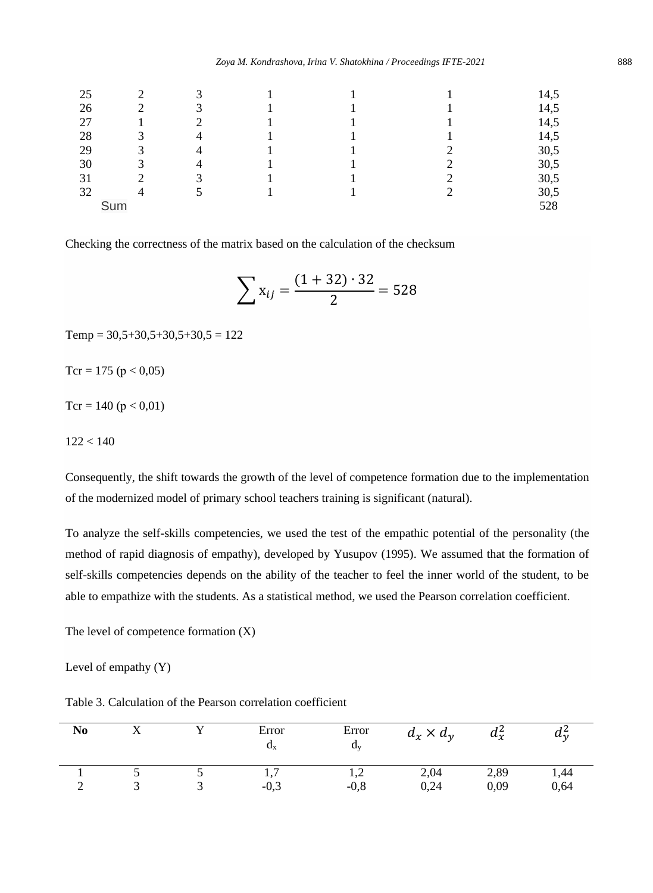| | | | | | | |
|---|---|---|---|---|---|---|
| 25 | 2 | 3 | 1 | 1 | 1 | 14,5 |
| 26 | 2 | 3 | 1 | 1 | 1 | 14,5 |
| 27 | 1 | 2 | 1 | 1 | 1 | 14,5 |
| 28 | 3 | 4 | 1 | 1 | 1 | 14,5 |
| 29 | 3 | 4 | 1 | 1 | 2 | 30,5 |
| 30 | 3 | 4 | 1 | 1 | 2 | 30,5 |
| 31 | 2 | 3 | 1 | 1 | 2 | 30,5 |
| 32 | 4 | 5 | 1 | 1 | 2 | 30,5 |
| Sum | | | | | | 528 |

Checking the correctness of the matrix based on the calculation of the checksum

$$\sum x_{ij} = \frac{(1+32)\cdot 32}{2} = 528$$

Temp = 30,5+30,5+30,5+30,5 = 122

Tcr = 175 ($p < 0,05$)

Tcr = 140 ($p < 0,01$)

122 < 140

Consequently, the shift towards the growth of the level of competence formation due to the implementation of the modernized model of primary school teachers training is significant (natural).

To analyze the self-skills competencies, we used the test of the empathic potential of the personality (the method of rapid diagnosis of empathy), developed by Yusupov (1995). We assumed that the formation of self-skills competencies depends on the ability of the teacher to feel the inner world of the student, to be able to empathize with the students. As a statistical method, we used the Pearson correlation coefficient.

The level of competence formation (X)

Level of empathy (Y)

Table 3. Calculation of the Pearson correlation coefficient

| **No** | X | Y | Error $d_x$ | Error $d_y$ | $d_x \times d_y$ | $d_x^2$ | $d_y^2$ |
|---|---|---|---|---|---|---|---|
| 1 | 5 | 5 | 1,7 | 1,2 | 2,04 | 2,89 | 1,44 |
| 2 | 3 | 3 | -0,3 | -0,8 | 0,24 | 0,09 | 0,64 |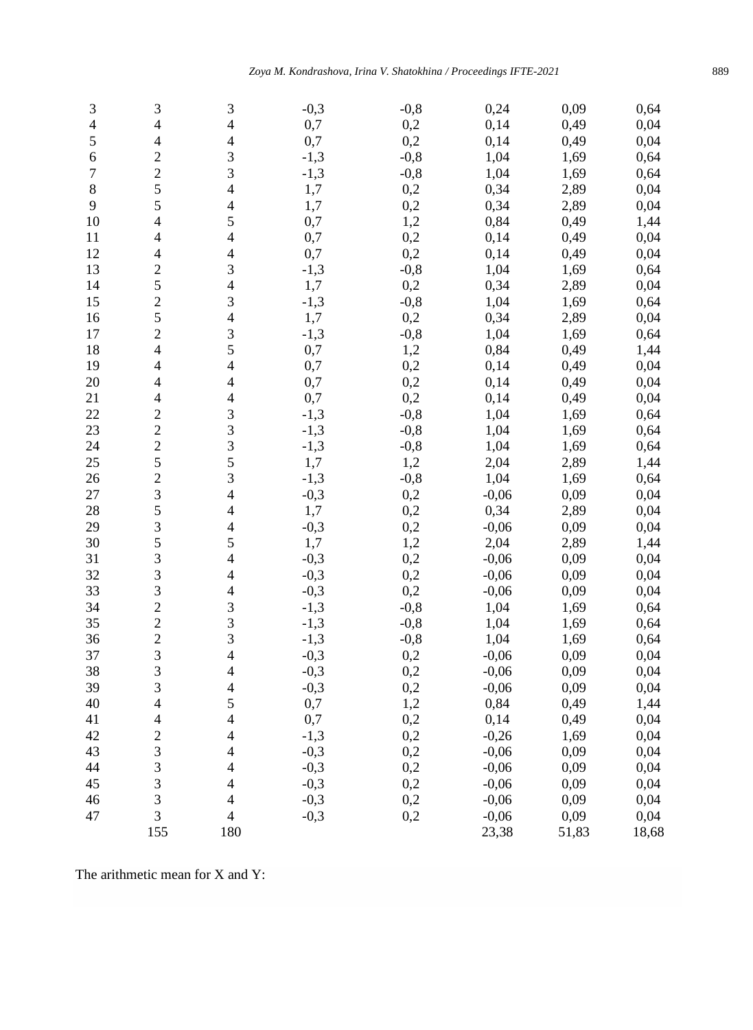| | | | | | | | |
|---|---|---|---|---|---|---|---|
| 3 | 3 | 3 | -0,3 | -0,8 | 0,24 | 0,09 | 0,64 |
| 4 | 4 | 4 | 0,7 | 0,2 | 0,14 | 0,49 | 0,04 |
| 5 | 4 | 4 | 0,7 | 0,2 | 0,14 | 0,49 | 0,04 |
| 6 | 2 | 3 | -1,3 | -0,8 | 1,04 | 1,69 | 0,64 |
| 7 | 2 | 3 | -1,3 | -0,8 | 1,04 | 1,69 | 0,64 |
| 8 | 5 | 4 | 1,7 | 0,2 | 0,34 | 2,89 | 0,04 |
| 9 | 5 | 4 | 1,7 | 0,2 | 0,34 | 2,89 | 0,04 |
| 10 | 4 | 5 | 0,7 | 1,2 | 0,84 | 0,49 | 1,44 |
| 11 | 4 | 4 | 0,7 | 0,2 | 0,14 | 0,49 | 0,04 |
| 12 | 4 | 4 | 0,7 | 0,2 | 0,14 | 0,49 | 0,04 |
| 13 | 2 | 3 | -1,3 | -0,8 | 1,04 | 1,69 | 0,64 |
| 14 | 5 | 4 | 1,7 | 0,2 | 0,34 | 2,89 | 0,04 |
| 15 | 2 | 3 | -1,3 | -0,8 | 1,04 | 1,69 | 0,64 |
| 16 | 5 | 4 | 1,7 | 0,2 | 0,34 | 2,89 | 0,04 |
| 17 | 2 | 3 | -1,3 | -0,8 | 1,04 | 1,69 | 0,64 |
| 18 | 4 | 5 | 0,7 | 1,2 | 0,84 | 0,49 | 1,44 |
| 19 | 4 | 4 | 0,7 | 0,2 | 0,14 | 0,49 | 0,04 |
| 20 | 4 | 4 | 0,7 | 0,2 | 0,14 | 0,49 | 0,04 |
| 21 | 4 | 4 | 0,7 | 0,2 | 0,14 | 0,49 | 0,04 |
| 22 | 2 | 3 | -1,3 | -0,8 | 1,04 | 1,69 | 0,64 |
| 23 | 2 | 3 | -1,3 | -0,8 | 1,04 | 1,69 | 0,64 |
| 24 | 2 | 3 | -1,3 | -0,8 | 1,04 | 1,69 | 0,64 |
| 25 | 5 | 5 | 1,7 | 1,2 | 2,04 | 2,89 | 1,44 |
| 26 | 2 | 3 | -1,3 | -0,8 | 1,04 | 1,69 | 0,64 |
| 27 | 3 | 4 | -0,3 | 0,2 | -0,06 | 0,09 | 0,04 |
| 28 | 5 | 4 | 1,7 | 0,2 | 0,34 | 2,89 | 0,04 |
| 29 | 3 | 4 | -0,3 | 0,2 | -0,06 | 0,09 | 0,04 |
| 30 | 5 | 5 | 1,7 | 1,2 | 2,04 | 2,89 | 1,44 |
| 31 | 3 | 4 | -0,3 | 0,2 | -0,06 | 0,09 | 0,04 |
| 32 | 3 | 4 | -0,3 | 0,2 | -0,06 | 0,09 | 0,04 |
| 33 | 3 | 4 | -0,3 | 0,2 | -0,06 | 0,09 | 0,04 |
| 34 | 2 | 3 | -1,3 | -0,8 | 1,04 | 1,69 | 0,64 |
| 35 | 2 | 3 | -1,3 | -0,8 | 1,04 | 1,69 | 0,64 |
| 36 | 2 | 3 | -1,3 | -0,8 | 1,04 | 1,69 | 0,64 |
| 37 | 3 | 4 | -0,3 | 0,2 | -0,06 | 0,09 | 0,04 |
| 38 | 3 | 4 | -0,3 | 0,2 | -0,06 | 0,09 | 0,04 |
| 39 | 3 | 4 | -0,3 | 0,2 | -0,06 | 0,09 | 0,04 |
| 40 | 4 | 5 | 0,7 | 1,2 | 0,84 | 0,49 | 1,44 |
| 41 | 4 | 4 | 0,7 | 0,2 | 0,14 | 0,49 | 0,04 |
| 42 | 2 | 4 | -1,3 | 0,2 | -0,26 | 1,69 | 0,04 |
| 43 | 3 | 4 | -0,3 | 0,2 | -0,06 | 0,09 | 0,04 |
| 44 | 3 | 4 | -0,3 | 0,2 | -0,06 | 0,09 | 0,04 |
| 45 | 3 | 4 | -0,3 | 0,2 | -0,06 | 0,09 | 0,04 |
| 46 | 3 | 4 | -0,3 | 0,2 | -0,06 | 0,09 | 0,04 |
| 47 | 3 | 4 | -0,3 | 0,2 | -0,06 | 0,09 | 0,04 |
| | 155 | 180 | | | 23,38 | 51,83 | 18,68 |

The arithmetic mean for X and Y: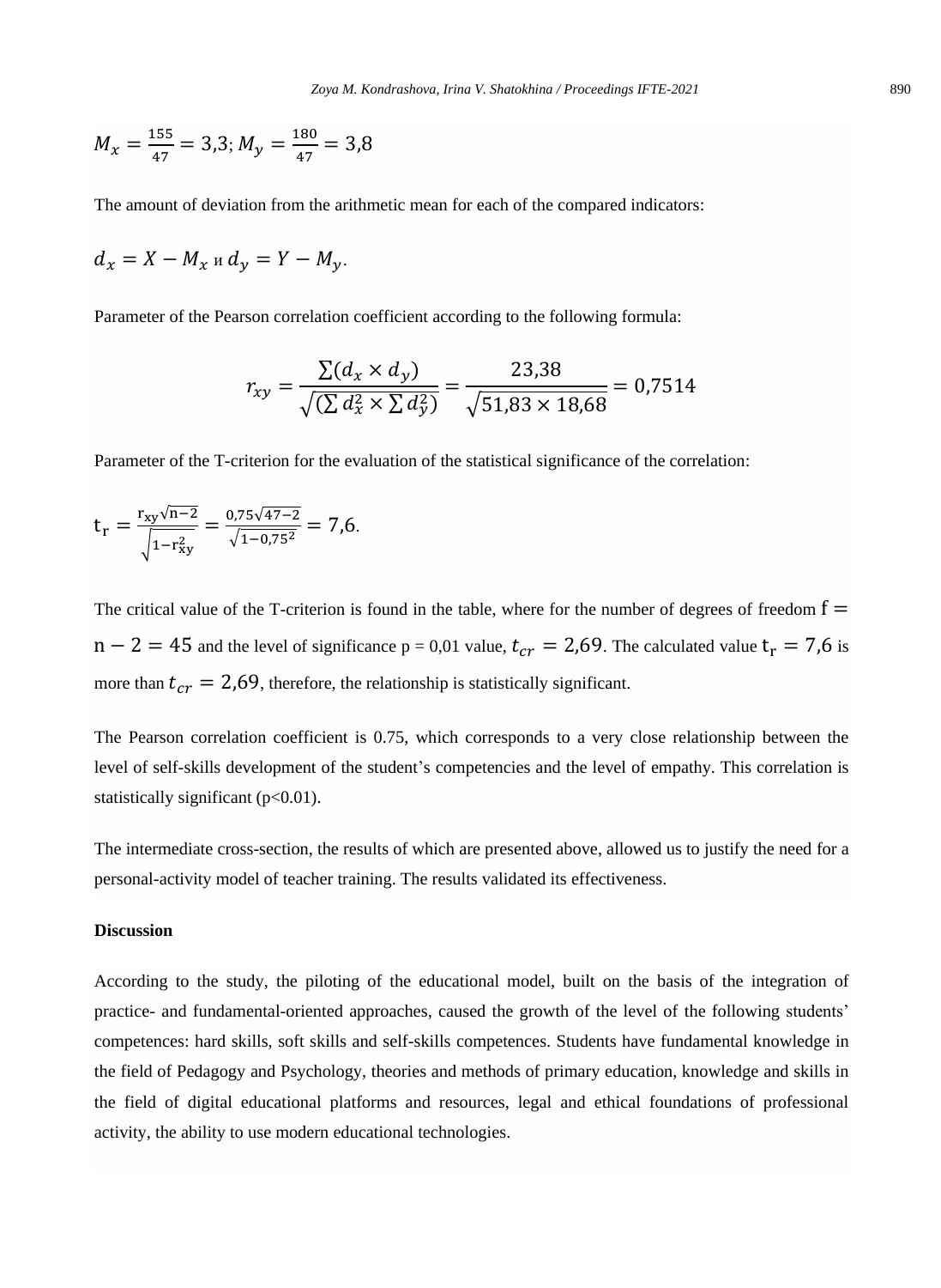$M_x = \frac{155}{47} = 3{,}3$; $M_y = \frac{180}{47} = 3{,}8$

The amount of deviation from the arithmetic mean for each of the compared indicators:

$d_x = X - M_x$ и $d_y = Y - M_y$.

Parameter of the Pearson correlation coefficient according to the following formula:

$$r_{xy} = \frac{\sum(d_x \times d_y)}{\sqrt{(\sum d_x^2 \times \sum d_y^2)}} = \frac{23{,}38}{\sqrt{51{,}83 \times 18{,}68}} = 0{,}7514$$

Parameter of the T-criterion for the evaluation of the statistical significance of the correlation:

$$t_r = \frac{r_{xy}\sqrt{n-2}}{\sqrt{1-r_{xy}^2}} = \frac{0{,}75\sqrt{47-2}}{\sqrt{1-0{,}75^2}} = 7{,}6.$$

The critical value of the T-criterion is found in the table, where for the number of degrees of freedom $f = n - 2 = 45$ and the level of significance p = 0,01 value, $t_{cr} = 2{,}69$. The calculated value $t_r = 7{,}6$ is more than $t_{cr} = 2{,}69$, therefore, the relationship is statistically significant.

The Pearson correlation coefficient is 0.75, which corresponds to a very close relationship between the level of self-skills development of the student's competencies and the level of empathy. This correlation is statistically significant ($p<0.01$).

The intermediate cross-section, the results of which are presented above, allowed us to justify the need for a personal-activity model of teacher training. The results validated its effectiveness.

**Discussion**

According to the study, the piloting of the educational model, built on the basis of the integration of practice- and fundamental-oriented approaches, caused the growth of the level of the following students' competences: hard skills, soft skills and self-skills competences. Students have fundamental knowledge in the field of Pedagogy and Psychology, theories and methods of primary education, knowledge and skills in the field of digital educational platforms and resources, legal and ethical foundations of professional activity, the ability to use modern educational technologies.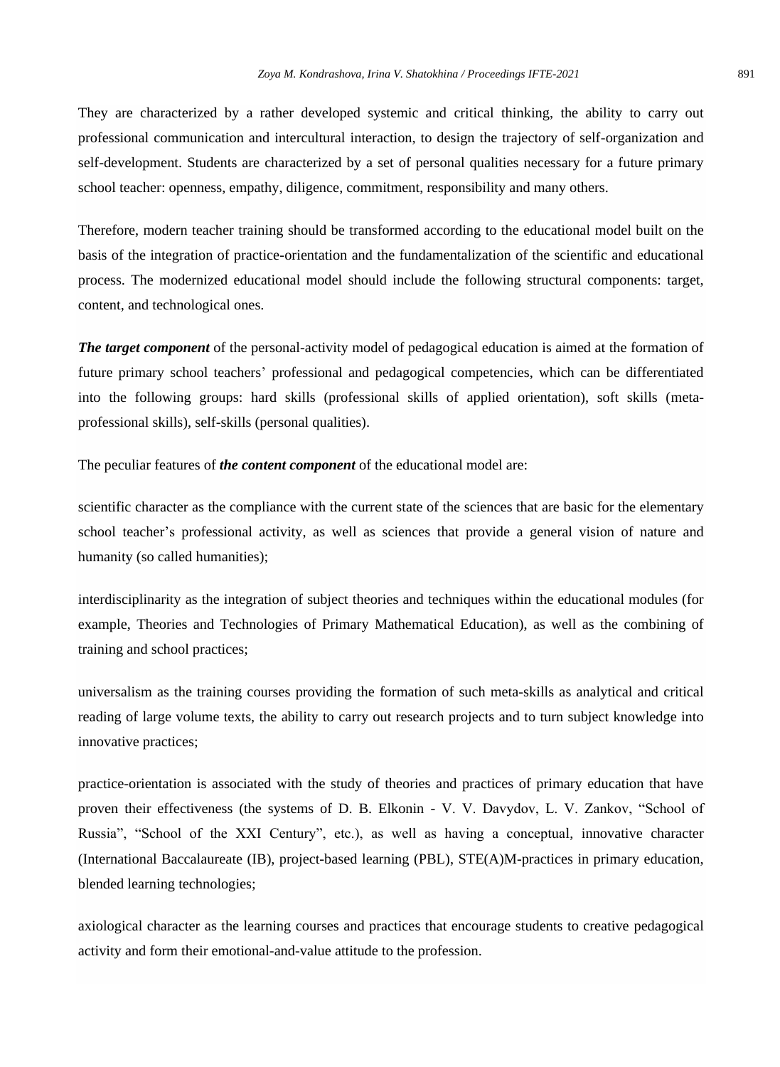They are characterized by a rather developed systemic and critical thinking, the ability to carry out professional communication and intercultural interaction, to design the trajectory of self-organization and self-development. Students are characterized by a set of personal qualities necessary for a future primary school teacher: openness, empathy, diligence, commitment, responsibility and many others.

Therefore, modern teacher training should be transformed according to the educational model built on the basis of the integration of practice-orientation and the fundamentalization of the scientific and educational process. The modernized educational model should include the following structural components: target, content, and technological ones.

***The target component*** of the personal-activity model of pedagogical education is aimed at the formation of future primary school teachers' professional and pedagogical competencies, which can be differentiated into the following groups: hard skills (professional skills of applied orientation), soft skills (meta-professional skills), self-skills (personal qualities).

The peculiar features of ***the content component*** of the educational model are:

scientific character as the compliance with the current state of the sciences that are basic for the elementary school teacher's professional activity, as well as sciences that provide a general vision of nature and humanity (so called humanities);

interdisciplinarity as the integration of subject theories and techniques within the educational modules (for example, Theories and Technologies of Primary Mathematical Education), as well as the combining of training and school practices;

universalism as the training courses providing the formation of such meta-skills as analytical and critical reading of large volume texts, the ability to carry out research projects and to turn subject knowledge into innovative practices;

practice-orientation is associated with the study of theories and practices of primary education that have proven their effectiveness (the systems of D. B. Elkonin - V. V. Davydov, L. V. Zankov, "School of Russia", "School of the XXI Century", etc.), as well as having a conceptual, innovative character (International Baccalaureate (IB), project-based learning (PBL), STE(A)M-practices in primary education, blended learning technologies;

axiological character as the learning courses and practices that encourage students to creative pedagogical activity and form their emotional-and-value attitude to the profession.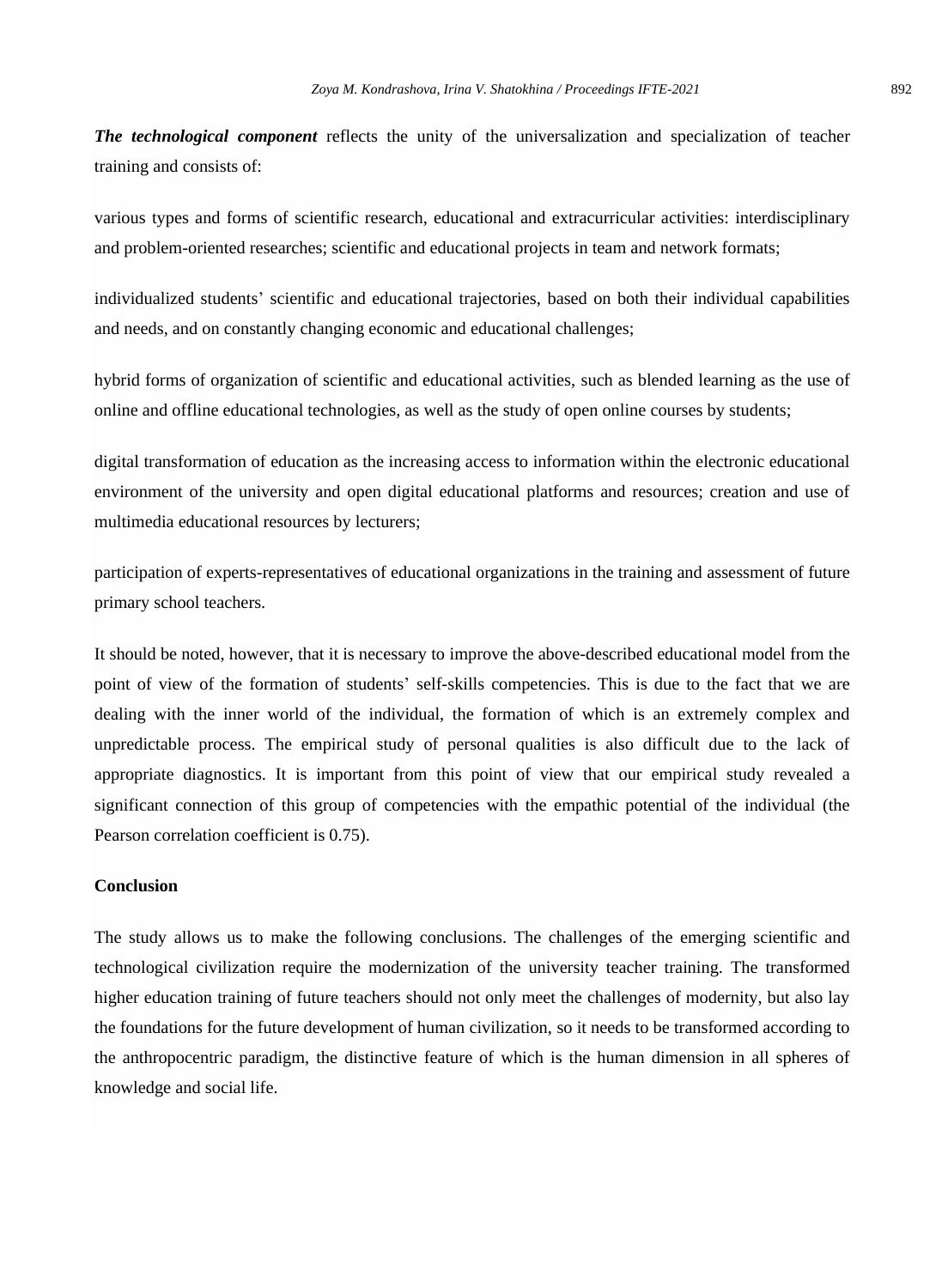***The technological component*** reflects the unity of the universalization and specialization of teacher training and consists of:

various types and forms of scientific research, educational and extracurricular activities: interdisciplinary and problem-oriented researches; scientific and educational projects in team and network formats;

individualized students' scientific and educational trajectories, based on both their individual capabilities and needs, and on constantly changing economic and educational challenges;

hybrid forms of organization of scientific and educational activities, such as blended learning as the use of online and offline educational technologies, as well as the study of open online courses by students;

digital transformation of education as the increasing access to information within the electronic educational environment of the university and open digital educational platforms and resources; creation and use of multimedia educational resources by lecturers;

participation of experts-representatives of educational organizations in the training and assessment of future primary school teachers.

It should be noted, however, that it is necessary to improve the above-described educational model from the point of view of the formation of students' self-skills competencies. This is due to the fact that we are dealing with the inner world of the individual, the formation of which is an extremely complex and unpredictable process. The empirical study of personal qualities is also difficult due to the lack of appropriate diagnostics. It is important from this point of view that our empirical study revealed a significant connection of this group of competencies with the empathic potential of the individual (the Pearson correlation coefficient is 0.75).

## Conclusion

The study allows us to make the following conclusions. The challenges of the emerging scientific and technological civilization require the modernization of the university teacher training. The transformed higher education training of future teachers should not only meet the challenges of modernity, but also lay the foundations for the future development of human civilization, so it needs to be transformed according to the anthropocentric paradigm, the distinctive feature of which is the human dimension in all spheres of knowledge and social life.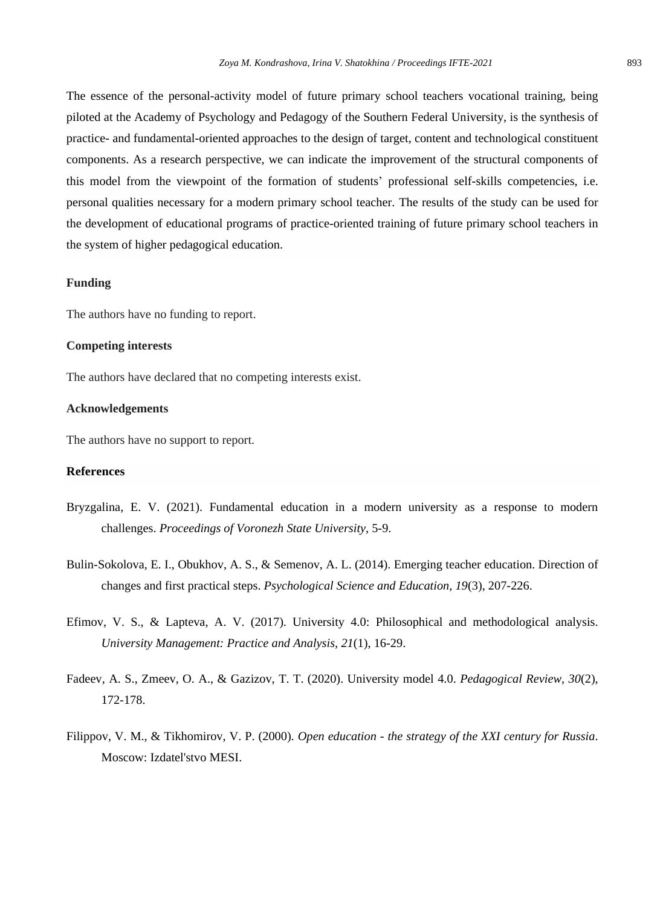The essence of the personal-activity model of future primary school teachers vocational training, being piloted at the Academy of Psychology and Pedagogy of the Southern Federal University, is the synthesis of practice- and fundamental-oriented approaches to the design of target, content and technological constituent components. As a research perspective, we can indicate the improvement of the structural components of this model from the viewpoint of the formation of students' professional self-skills competencies, i.e. personal qualities necessary for a modern primary school teacher. The results of the study can be used for the development of educational programs of practice-oriented training of future primary school teachers in the system of higher pedagogical education.

## Funding

The authors have no funding to report.

## Competing interests

The authors have declared that no competing interests exist.

## Acknowledgements

The authors have no support to report.

## References

Bryzgalina, E. V. (2021). Fundamental education in a modern university as a response to modern challenges. *Proceedings of Voronezh State University*, 5-9.

Bulin-Sokolova, E. I., Obukhov, A. S., & Semenov, A. L. (2014). Emerging teacher education. Direction of changes and first practical steps. *Psychological Science and Education, 19*(3), 207-226.

Efimov, V. S., & Lapteva, A. V. (2017). University 4.0: Philosophical and methodological analysis. *University Management: Practice and Analysis, 21*(1), 16-29.

Fadeev, A. S., Zmeev, O. A., & Gazizov, T. T. (2020). University model 4.0. *Pedagogical Review, 30*(2), 172-178.

Filippov, V. M., & Tikhomirov, V. P. (2000). *Open education - the strategy of the XXI century for Russia*. Moscow: Izdatel'stvo MESI.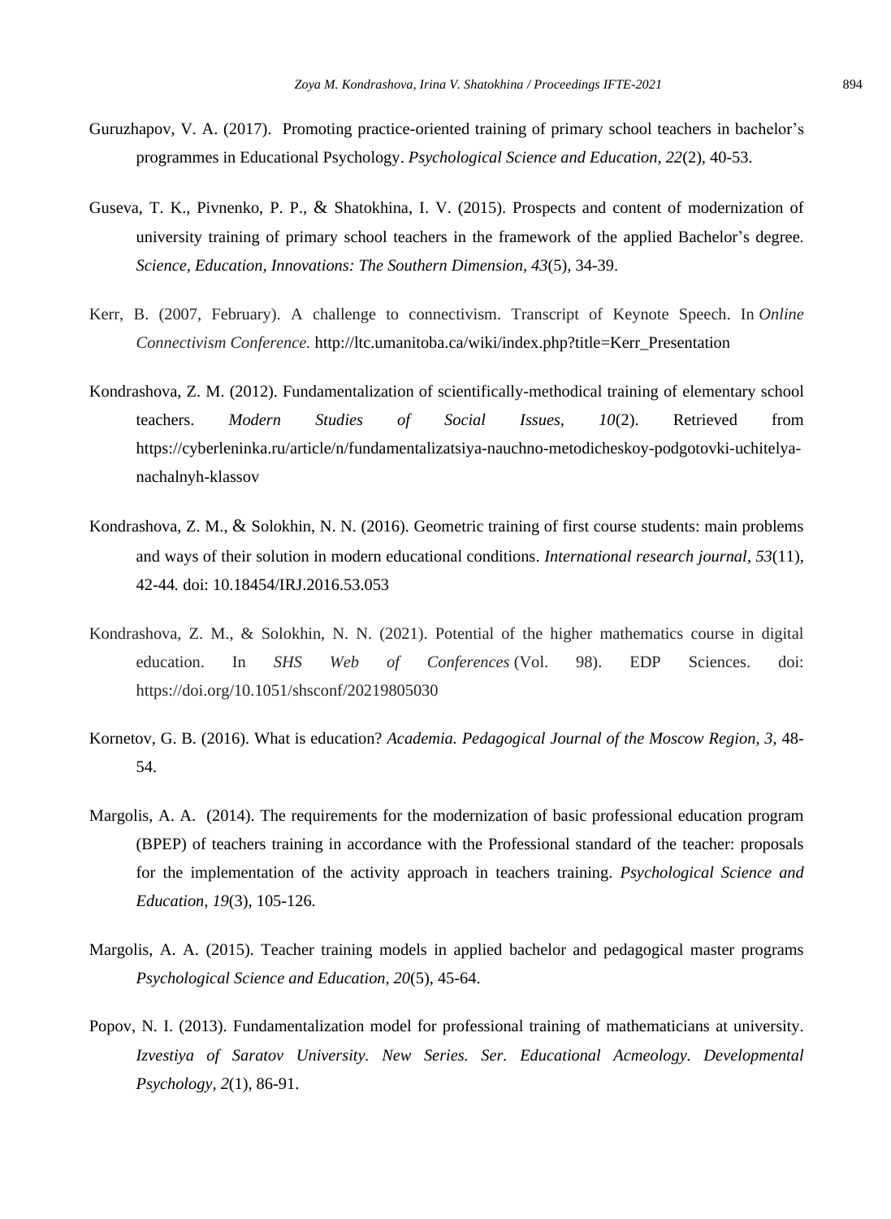Guruzhapov, V. A. (2017). Promoting practice-oriented training of primary school teachers in bachelor's programmes in Educational Psychology. *Psychological Science and Education, 22*(2), 40-53.

Guseva, T. K., Pivnenko, P. P., & Shatokhina, I. V. (2015). Prospects and content of modernization of university training of primary school teachers in the framework of the applied Bachelor's degree. *Science, Education, Innovations: The Southern Dimension, 43*(5), 34-39.

Kerr, B. (2007, February). A challenge to connectivism. Transcript of Keynote Speech. In *Online Connectivism Conference.* http://ltc.umanitoba.ca/wiki/index.php?title=Kerr_Presentation

Kondrashova, Z. M. (2012). Fundamentalization of scientifically-methodical training of elementary school teachers. *Modern Studies of Social Issues, 10*(2). Retrieved from https://cyberleninka.ru/article/n/fundamentalizatsiya-nauchno-metodicheskoy-podgotovki-uchitelya-nachalnyh-klassov

Kondrashova, Z. M., & Solokhin, N. N. (2016). Geometric training of first course students: main problems and ways of their solution in modern educational conditions. *International research journal*, *53*(11), 42-44*.* doi: 10.18454/IRJ.2016.53.053

Kondrashova, Z. M., & Solokhin, N. N. (2021). Potential of the higher mathematics course in digital education. In *SHS Web of Conferences* (Vol. 98). EDP Sciences. doi: https://doi.org/10.1051/shsconf/20219805030

Kornetov, G. B. (2016). What is education? *Academia. Pedagogical Journal of the Moscow Region, 3*, 48-54.

Margolis, A. A. (2014). The requirements for the modernization of basic professional education program (BPEP) of teachers training in accordance with the Professional standard of the teacher: proposals for the implementation of the activity approach in teachers training. *Psychological Science and Education, 19*(3), 105-126.

Margolis, A. A. (2015). Teacher training models in applied bachelor and pedagogical master programs *Psychological Science and Education, 20*(5), 45-64.

Popov, N. I. (2013). Fundamentalization model for professional training of mathematicians at university. *Izvestiya of Saratov University. New Series. Ser. Educational Acmeology. Developmental Psychology, 2*(1), 86-91.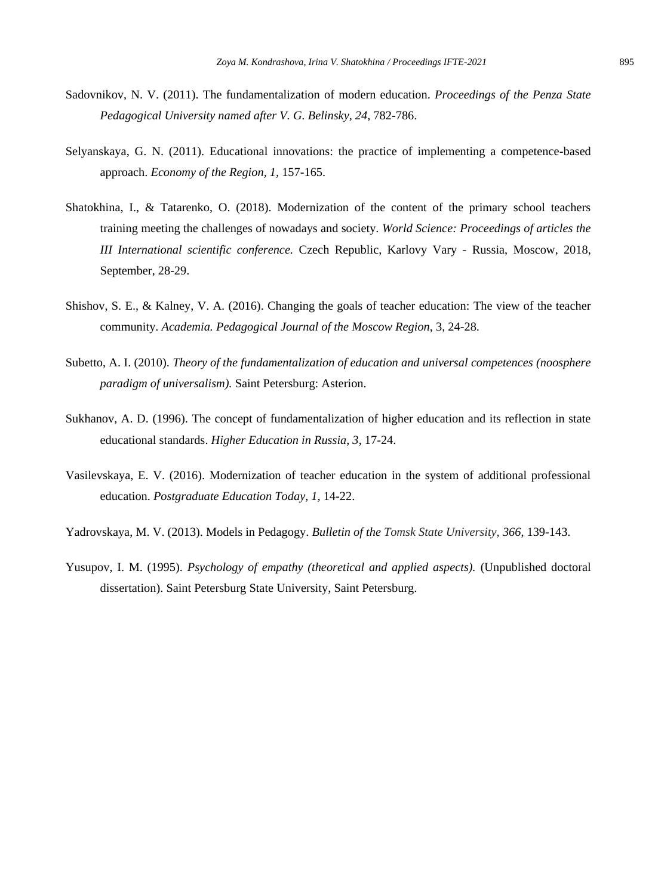Sadovnikov, N. V. (2011). The fundamentalization of modern education. *Proceedings of the Penza State Pedagogical University named after V. G. Belinsky, 24*, 782-786.

Selyanskaya, G. N. (2011). Educational innovations: the practice of implementing a competence-based approach. *Economy of the Region, 1,* 157-165.

Shatokhina, I., & Tatarenko, O. (2018). Modernization of the content of the primary school teachers training meeting the challenges of nowadays and society. *World Science: Proceedings of articles the III International scientific conference.* Czech Republic, Karlovy Vary - Russia, Moscow, 2018, September, 28-29.

Shishov, S. E., & Kalney, V. A. (2016). Changing the goals of teacher education: The view of the teacher community. *Academia. Pedagogical Journal of the Moscow Region*, 3, 24-28.

Subetto, A. I. (2010). *Theory of the fundamentalization of education and universal competences (noosphere paradigm of universalism).* Saint Petersburg: Asterion.

Sukhanov, A. D. (1996). The concept of fundamentalization of higher education and its reflection in state educational standards. *Higher Education in Russia, 3*, 17-24.

Vasilevskaya, E. V. (2016). Modernization of teacher education in the system of additional professional education. *Postgraduate Education Today, 1*, 14-22.

Yadrovskaya, M. V. (2013). Models in Pedagogy. *Bulletin of the Tomsk State University, 366*, 139-143.

Yusupov, I. M. (1995). *Psychology of empathy (theoretical and applied aspects).* (Unpublished doctoral dissertation). Saint Petersburg State University, Saint Petersburg.